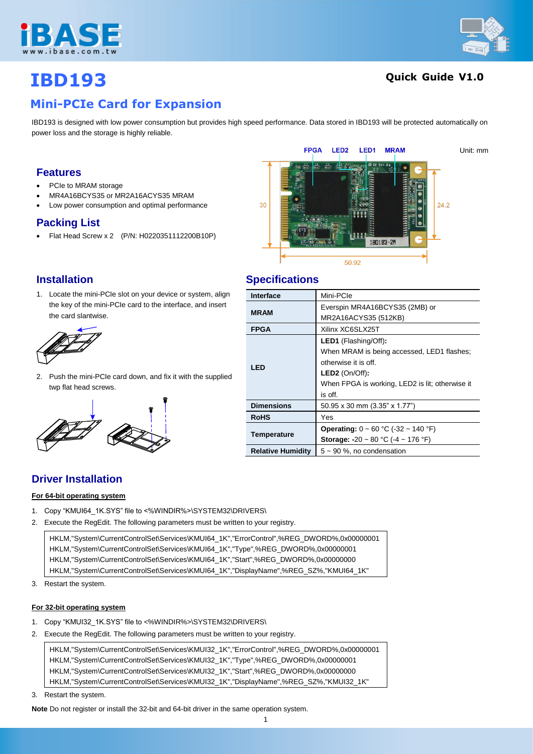# IBD193

**Quick Guide V1.0**

## Mini-PCIe Card for Expansion

IBD193 is designed with low power consumption but provides high speed performance. Data stored in IBD193 will be protected automatically on power loss and the storage is highly reliable.

### Features

- PCIe to MRAM storage
- MR4A16BCYS35 or MR2A16ACYS35 MRAM
- Low power consumption and optimal performance

### Packing List

- Flat Head Screw x 2 (P/N: H0220351112200B10P)

Unit: mm

FPGA LED2 LED1 MRAM

30 24.2 50.92

### Installation

1. Locate the mini-PCIe slot on your device or system, align the key of the mini-PCIe card to the interface, and insert the card slantwise.
2. Push the mini-PCIe card down, and fix it with the supplied twp flat head screws.

### Specifications

| Interface | Mini-PCIe |
|---|---|
| MRAM | Everspin MR4A16BCYS35 (2MB) or MR2A16ACYS35 (512KB) |
| FPGA | Xilinx XC6SLX25T |
| LED | **LED1** (Flashing/Off)**:** When MRAM is being accessed, LED1 flashes; otherwise it is off. **LED2** (On/Off)**:** When FPGA is working, LED2 is lit; otherwise it is off. |
| Dimensions | 50.95 x 30 mm (3.35" x 1.77") |
| RoHS | Yes |
| Temperature | **Operating:** 0 ~ 60 °C (-32 ~ 140 °F) **Storage:** -20 ~ 80 °C (-4 ~ 176 °F) |
| Relative Humidity | 5 ~ 90 %, no condensation |

### Driver Installation

**For 64-bit operating system**

1. Copy "KMUI64_1K.SYS" file to <%WINDIR%>\SYSTEM32\DRIVERS\
2. Execute the RegEdit. The following parameters must be written to your registry.

```
HKLM,"System\CurrentControlSet\Services\KMUI64_1K","ErrorControl",%REG_DWORD%,0x00000001
HKLM,"System\CurrentControlSet\Services\KMUI64_1K","Type",%REG_DWORD%,0x00000001
HKLM,"System\CurrentControlSet\Services\KMUI64_1K","Start",%REG_DWORD%,0x00000000
HKLM,"System\CurrentControlSet\Services\KMUI64_1K","DisplayName",%REG_SZ%,"KMUI64_1K"
```

3. Restart the system.

**For 32-bit operating system**

1. Copy "KMUI32_1K.SYS" file to <%WINDIR%>\SYSTEM32\DRIVERS\
2. Execute the RegEdit. The following parameters must be written to your registry.

```
HKLM,"System\CurrentControlSet\Services\KMUI32_1K","ErrorControl",%REG_DWORD%,0x00000001
HKLM,"System\CurrentControlSet\Services\KMUI32_1K","Type",%REG_DWORD%,0x00000001
HKLM,"System\CurrentControlSet\Services\KMUI32_1K","Start",%REG_DWORD%,0x00000000
HKLM,"System\CurrentControlSet\Services\KMUI32_1K","DisplayName",%REG_SZ%,"KMUI32_1K"
```

3. Restart the system.

**Note** Do not register or install the 32-bit and 64-bit driver in the same operation system.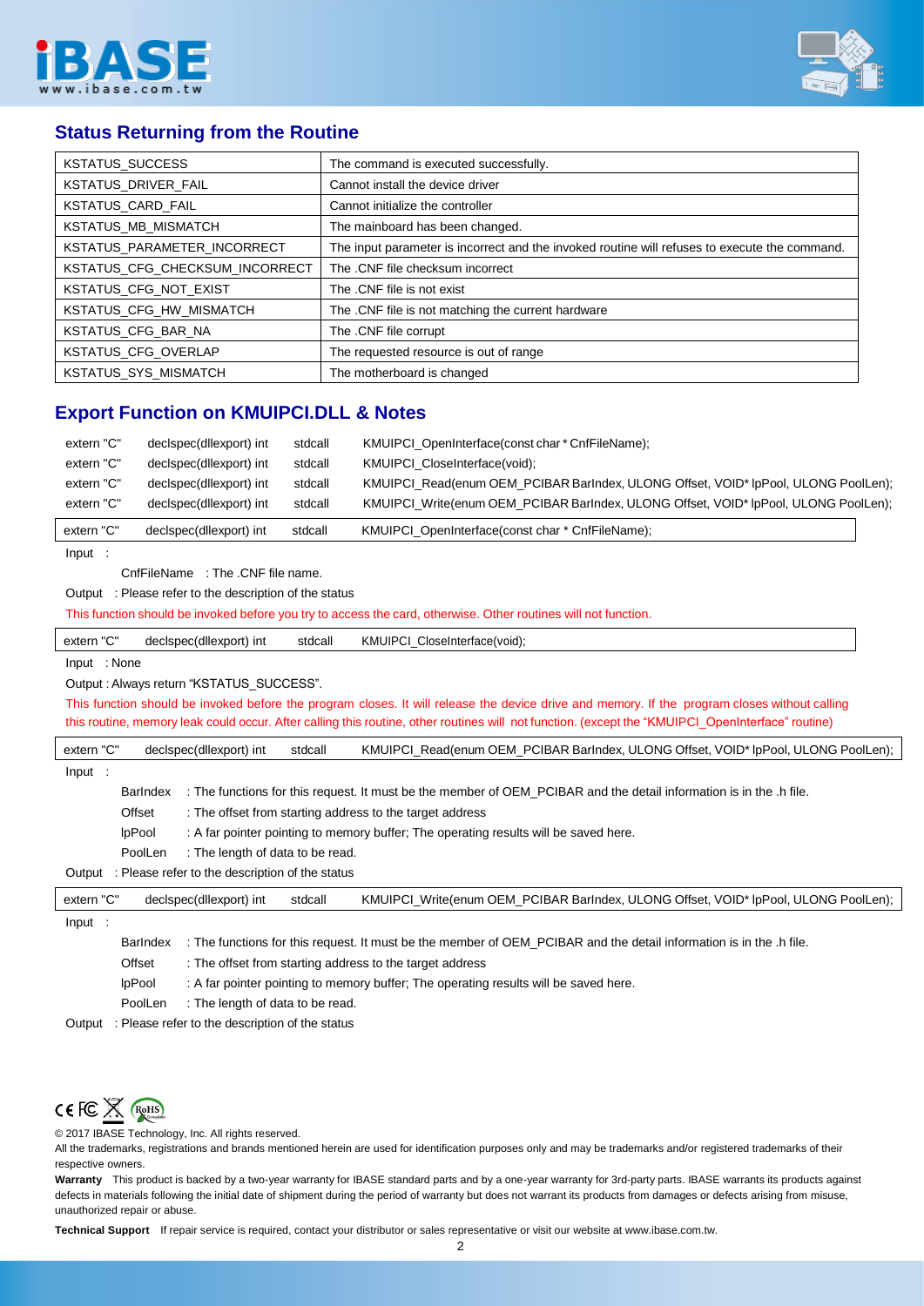## Status Returning from the Routine

| | |
|---|---|
| KSTATUS_SUCCESS | The command is executed successfully. |
| KSTATUS_DRIVER_FAIL | Cannot install the device driver |
| KSTATUS_CARD_FAIL | Cannot initialize the controller |
| KSTATUS_MB_MISMATCH | The mainboard has been changed. |
| KSTATUS_PARAMETER_INCORRECT | The input parameter is incorrect and the invoked routine will refuses to execute the command. |
| KSTATUS_CFG_CHECKSUM_INCORRECT | The .CNF file checksum incorrect |
| KSTATUS_CFG_NOT_EXIST | The .CNF file is not exist |
| KSTATUS_CFG_HW_MISMATCH | The .CNF file is not matching the current hardware |
| KSTATUS_CFG_BAR_NA | The .CNF file corrupt |
| KSTATUS_CFG_OVERLAP | The requested resource is out of range |
| KSTATUS_SYS_MISMATCH | The motherboard is changed |

## Export Function on KMUIPCI.DLL & Notes

```
extern "C"   declspec(dllexport) int   stdcall   KMUIPCI_OpenInterface(const char * CnfFileName);
extern "C"   declspec(dllexport) int   stdcall   KMUIPCI_CloseInterface(void);
extern "C"   declspec(dllexport) int   stdcall   KMUIPCI_Read(enum OEM_PCIBAR BarIndex, ULONG Offset, VOID* lpPool, ULONG PoolLen);
extern "C"   declspec(dllexport) int   stdcall   KMUIPCI_Write(enum OEM_PCIBAR BarIndex, ULONG Offset, VOID* lpPool, ULONG PoolLen);
```

```
extern "C"   declspec(dllexport) int   stdcall   KMUIPCI_OpenInterface(const char * CnfFileName);
```

Input :

CnfFileName : The .CNF file name.

Output : Please refer to the description of the status

This function should be invoked before you try to access the card, otherwise. Other routines will not function.

```
extern "C"   declspec(dllexport) int   stdcall   KMUIPCI_CloseInterface(void);
```

Input : None

Output : Always return "KSTATUS_SUCCESS".

This function should be invoked before the program closes. It will release the device drive and memory. If the program closes without calling this routine, memory leak could occur. After calling this routine, other routines will not function. (except the "KMUIPCI_OpenInterface" routine)

```
extern "C"   declspec(dllexport) int   stdcall   KMUIPCI_Read(enum OEM_PCIBAR BarIndex, ULONG Offset, VOID* lpPool, ULONG PoolLen);
```

Input :

- BarIndex : The functions for this request. It must be the member of OEM_PCIBAR and the detail information is in the .h file.
- Offset : The offset from starting address to the target address
- lpPool : A far pointer pointing to memory buffer; The operating results will be saved here.
- PoolLen : The length of data to be read.

Output : Please refer to the description of the status

```
extern "C"   declspec(dllexport) int   stdcall   KMUIPCI_Write(enum OEM_PCIBAR BarIndex, ULONG Offset, VOID* lpPool, ULONG PoolLen);
```

Input :

- BarIndex : The functions for this request. It must be the member of OEM_PCIBAR and the detail information is in the .h file.
- Offset : The offset from starting address to the target address
- lpPool : A far pointer pointing to memory buffer; The operating results will be saved here.
- PoolLen : The length of data to be read.

Output : Please refer to the description of the status

© 2017 IBASE Technology, Inc. All rights reserved.

All the trademarks, registrations and brands mentioned herein are used for identification purposes only and may be trademarks and/or registered trademarks of their respective owners.

**Warranty** This product is backed by a two-year warranty for IBASE standard parts and by a one-year warranty for 3rd-party parts. IBASE warrants its products against defects in materials following the initial date of shipment during the period of warranty but does not warrant its products from damages or defects arising from misuse, unauthorized repair or abuse.

**Technical Support** If repair service is required, contact your distributor or sales representative or visit our website at www.ibase.com.tw.